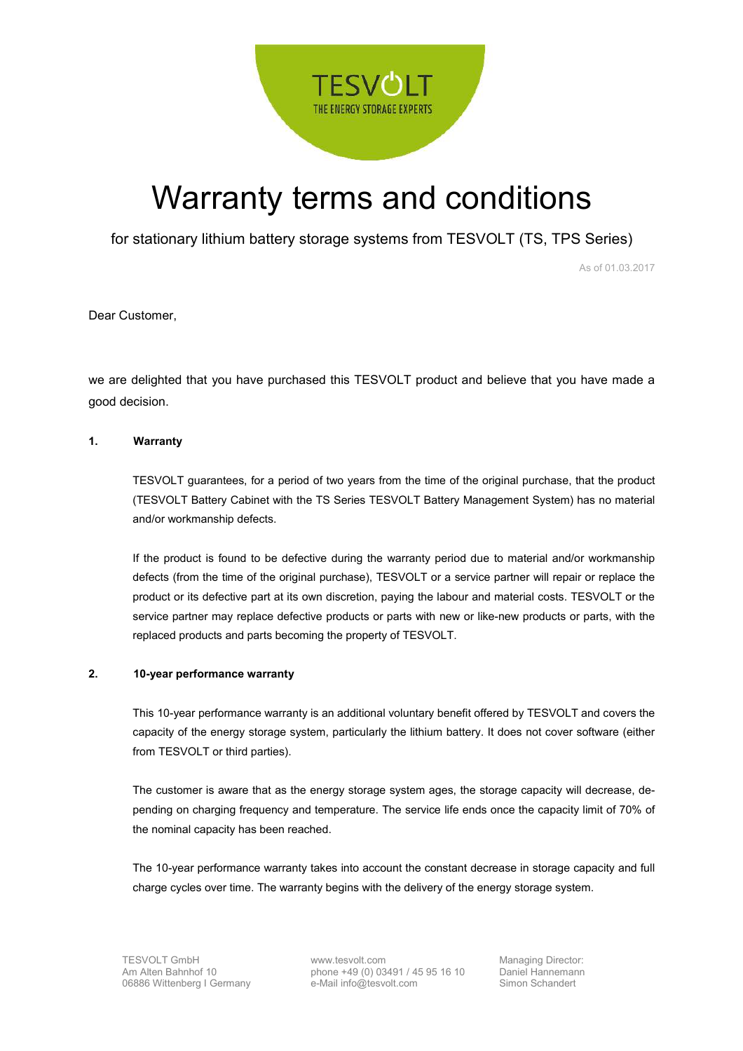# Warranty terms and conditions

for stationary lithium battery storage systems from TESVOLT (TS, TPS Series)

As of 01.03.2017

Dear Customer,

we are delighted that you have purchased this TESVOLT product and believe that you have made a good decision.

## 1. Warranty

TESVOLT guarantees, for a period of two years from the time of the original purchase, that the product (TESVOLT Battery Cabinet with the TS Series TESVOLT Battery Management System) has no material and/or workmanship defects.

If the product is found to be defective during the warranty period due to material and/or workmanship defects (from the time of the original purchase), TESVOLT or a service partner will repair or replace the product or its defective part at its own discretion, paying the labour and material costs. TESVOLT or the service partner may replace defective products or parts with new or like-new products or parts, with the replaced products and parts becoming the property of TESVOLT.

## 2. 10-year performance warranty

This 10-year performance warranty is an additional voluntary benefit offered by TESVOLT and covers the capacity of the energy storage system, particularly the lithium battery. It does not cover software (either from TESVOLT or third parties).

The customer is aware that as the energy storage system ages, the storage capacity will decrease, depending on charging frequency and temperature. The service life ends once the capacity limit of 70% of the nominal capacity has been reached.

The 10-year performance warranty takes into account the constant decrease in storage capacity and full charge cycles over time. The warranty begins with the delivery of the energy storage system.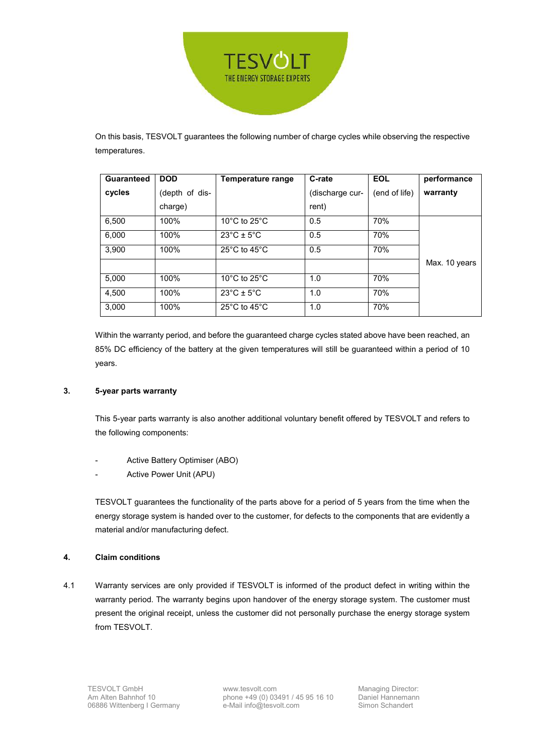On this basis, TESVOLT guarantees the following number of charge cycles while observing the respective temperatures.

| Guaranteed cycles | DOD (depth of discharge) | Temperature range | C-rate (discharge current) | EOL (end of life) | performance warranty |
|---|---|---|---|---|---|
| 6,500 | 100% | 10°C to 25°C | 0.5 | 70% | Max. 10 years |
| 6,000 | 100% | 23°C ± 5°C | 0.5 | 70% | |
| 3,900 | 100% | 25°C to 45°C | 0.5 | 70% | |
| | | | | | |
| 5,000 | 100% | 10°C to 25°C | 1.0 | 70% | |
| 4,500 | 100% | 23°C ± 5°C | 1.0 | 70% | |
| 3,000 | 100% | 25°C to 45°C | 1.0 | 70% | |

Within the warranty period, and before the guaranteed charge cycles stated above have been reached, an 85% DC efficiency of the battery at the given temperatures will still be guaranteed within a period of 10 years.

## 3. 5-year parts warranty

This 5-year parts warranty is also another additional voluntary benefit offered by TESVOLT and refers to the following components:

- Active Battery Optimiser (ABO)
- Active Power Unit (APU)

TESVOLT guarantees the functionality of the parts above for a period of 5 years from the time when the energy storage system is handed over to the customer, for defects to the components that are evidently a material and/or manufacturing defect.

## 4. Claim conditions

4.1 Warranty services are only provided if TESVOLT is informed of the product defect in writing within the warranty period. The warranty begins upon handover of the energy storage system. The customer must present the original receipt, unless the customer did not personally purchase the energy storage system from TESVOLT.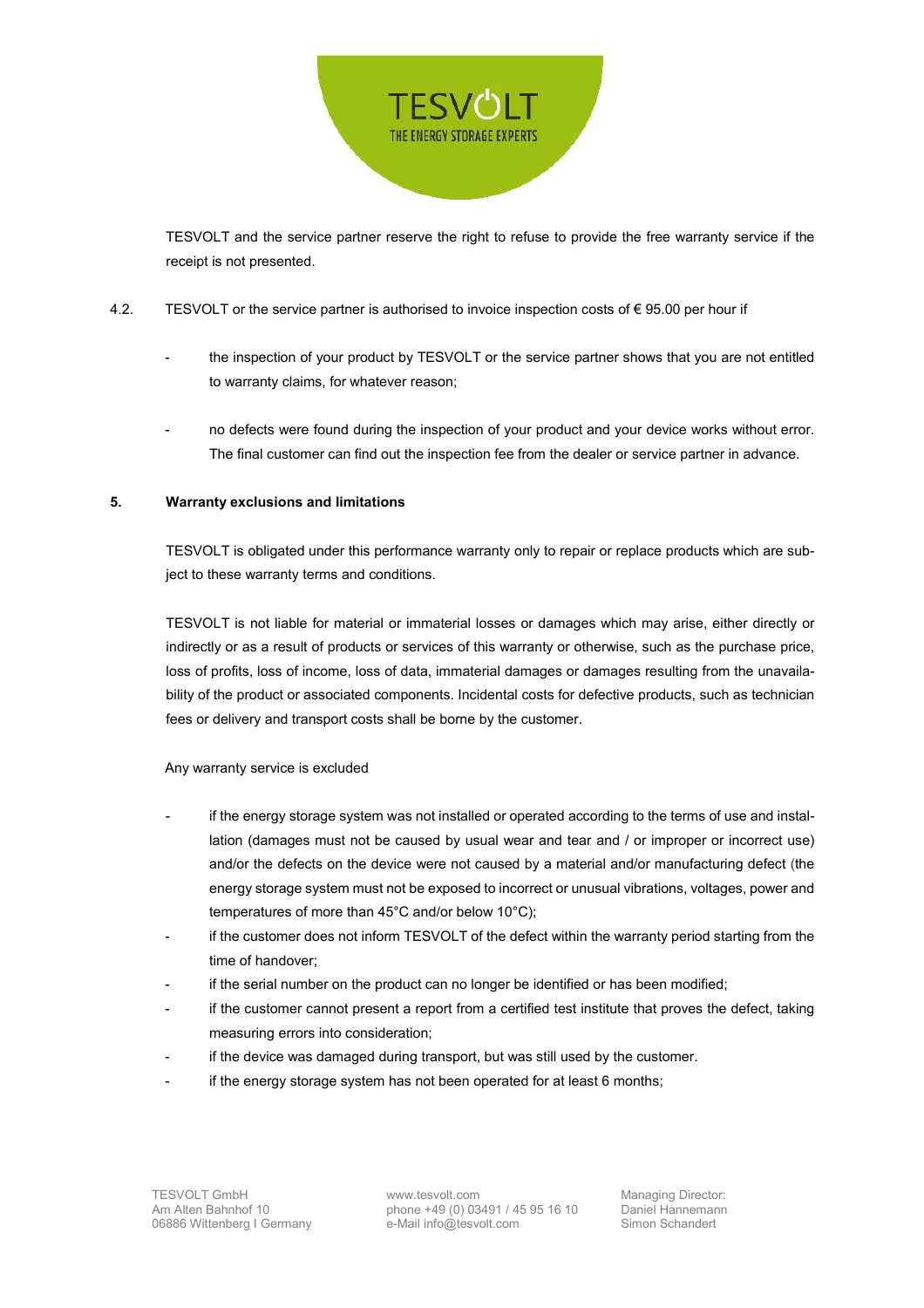TESVOLT and the service partner reserve the right to refuse to provide the free warranty service if the receipt is not presented.

4.2. TESVOLT or the service partner is authorised to invoice inspection costs of € 95.00 per hour if

- the inspection of your product by TESVOLT or the service partner shows that you are not entitled to warranty claims, for whatever reason;
- no defects were found during the inspection of your product and your device works without error. The final customer can find out the inspection fee from the dealer or service partner in advance.

## 5. Warranty exclusions and limitations

TESVOLT is obligated under this performance warranty only to repair or replace products which are subject to these warranty terms and conditions.

TESVOLT is not liable for material or immaterial losses or damages which may arise, either directly or indirectly or as a result of products or services of this warranty or otherwise, such as the purchase price, loss of profits, loss of income, loss of data, immaterial damages or damages resulting from the unavailability of the product or associated components. Incidental costs for defective products, such as technician fees or delivery and transport costs shall be borne by the customer.

Any warranty service is excluded

- if the energy storage system was not installed or operated according to the terms of use and installation (damages must not be caused by usual wear and tear and / or improper or incorrect use) and/or the defects on the device were not caused by a material and/or manufacturing defect (the energy storage system must not be exposed to incorrect or unusual vibrations, voltages, power and temperatures of more than 45°C and/or below 10°C);
- if the customer does not inform TESVOLT of the defect within the warranty period starting from the time of handover;
- if the serial number on the product can no longer be identified or has been modified;
- if the customer cannot present a report from a certified test institute that proves the defect, taking measuring errors into consideration;
- if the device was damaged during transport, but was still used by the customer.
- if the energy storage system has not been operated for at least 6 months;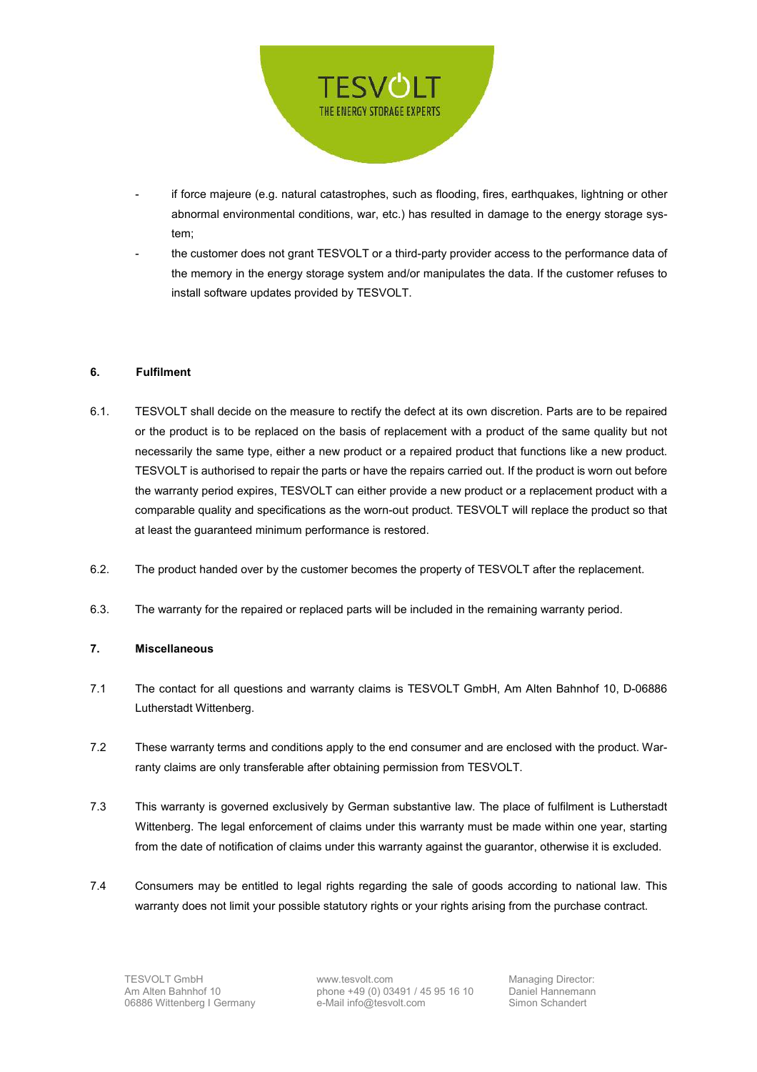- if force majeure (e.g. natural catastrophes, such as flooding, fires, earthquakes, lightning or other abnormal environmental conditions, war, etc.) has resulted in damage to the energy storage system;
- the customer does not grant TESVOLT or a third-party provider access to the performance data of the memory in the energy storage system and/or manipulates the data. If the customer refuses to install software updates provided by TESVOLT.

## 6. Fulfilment

6.1. TESVOLT shall decide on the measure to rectify the defect at its own discretion. Parts are to be repaired or the product is to be replaced on the basis of replacement with a product of the same quality but not necessarily the same type, either a new product or a repaired product that functions like a new product. TESVOLT is authorised to repair the parts or have the repairs carried out. If the product is worn out before the warranty period expires, TESVOLT can either provide a new product or a replacement product with a comparable quality and specifications as the worn-out product. TESVOLT will replace the product so that at least the guaranteed minimum performance is restored.

6.2. The product handed over by the customer becomes the property of TESVOLT after the replacement.

6.3. The warranty for the repaired or replaced parts will be included in the remaining warranty period.

## 7. Miscellaneous

7.1 The contact for all questions and warranty claims is TESVOLT GmbH, Am Alten Bahnhof 10, D-06886 Lutherstadt Wittenberg.

7.2 These warranty terms and conditions apply to the end consumer and are enclosed with the product. Warranty claims are only transferable after obtaining permission from TESVOLT.

7.3 This warranty is governed exclusively by German substantive law. The place of fulfilment is Lutherstadt Wittenberg. The legal enforcement of claims under this warranty must be made within one year, starting from the date of notification of claims under this warranty against the guarantor, otherwise it is excluded.

7.4 Consumers may be entitled to legal rights regarding the sale of goods according to national law. This warranty does not limit your possible statutory rights or your rights arising from the purchase contract.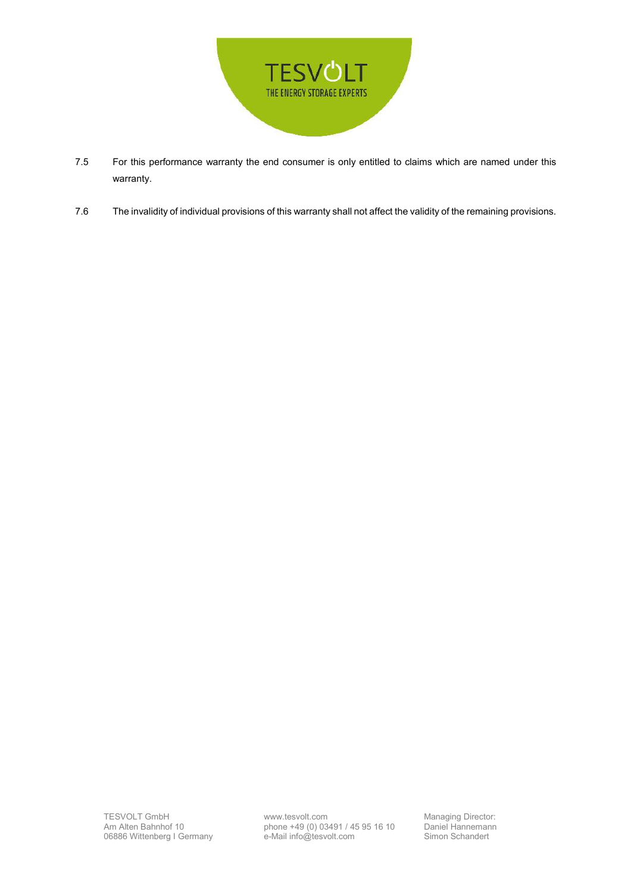7.5 For this performance warranty the end consumer is only entitled to claims which are named under this warranty.

7.6 The invalidity of individual provisions of this warranty shall not affect the validity of the remaining provisions.